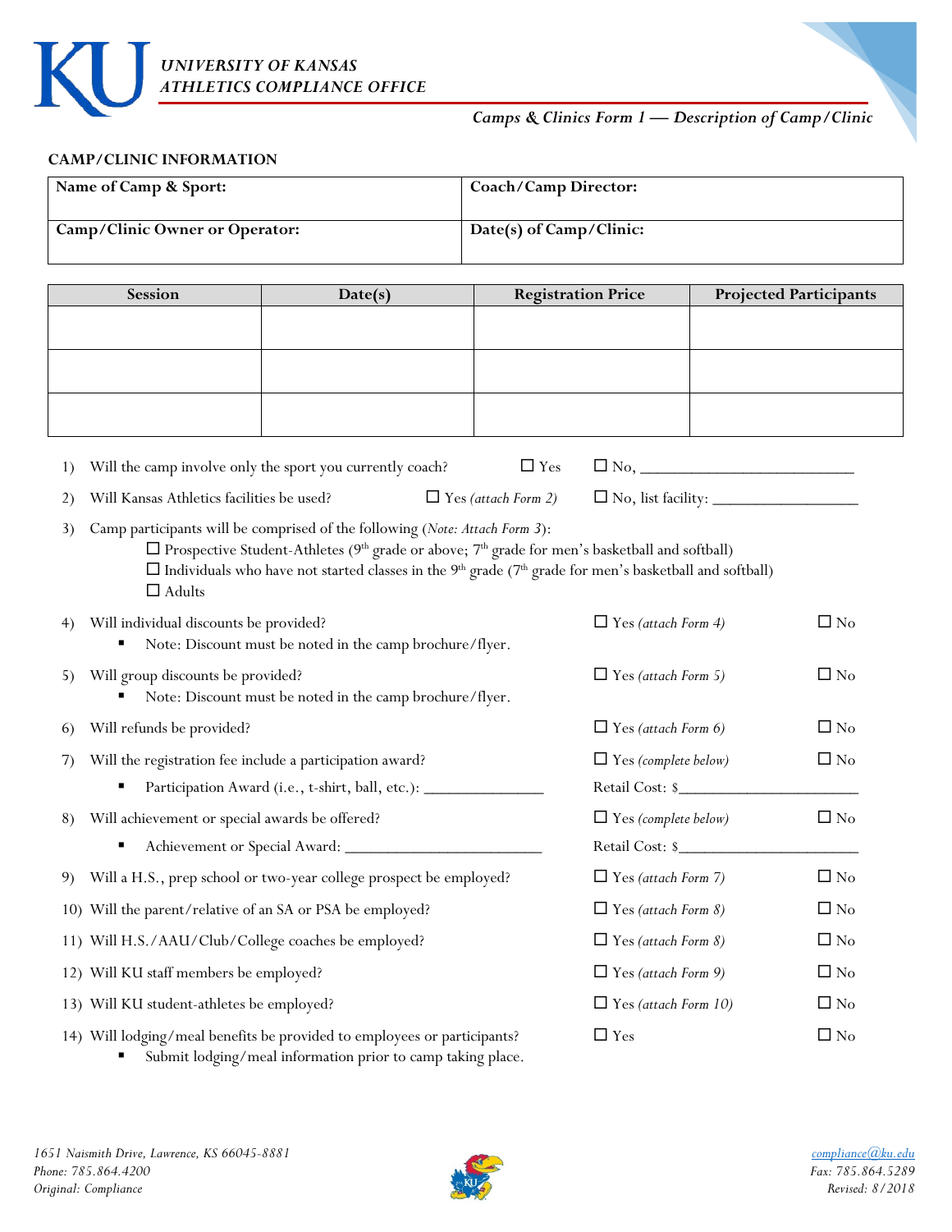# UNIVERSITY OF KANSAS
# ATHLETICS COMPLIANCE OFFICE

*Camps & Clinics Form 1 — Description of Camp/Clinic*

## CAMP/CLINIC INFORMATION

| **Name of Camp & Sport:** | **Coach/Camp Director:** |
|---|---|
| **Camp/Clinic Owner or Operator:** | **Date(s) of Camp/Clinic:** |

| Session | Date(s) | Registration Price | Projected Participants |
|---|---|---|---|
| | | | |
| | | | |
| | | | |

1) Will the camp involve only the sport you currently coach? ☐ Yes ☐ No, ___________________________

2) Will Kansas Athletics facilities be used? ☐ Yes *(attach Form 2)* ☐ No, list facility: __________________

3) Camp participants will be comprised of the following (*Note: Attach Form 3*):
   - ☐ Prospective Student-Athletes (9th grade or above; 7th grade for men's basketball and softball)
   - ☐ Individuals who have not started classes in the 9th grade (7th grade for men's basketball and softball)
   - ☐ Adults

4) Will individual discounts be provided? ☐ Yes *(attach Form 4)* ☐ No
   - Note: Discount must be noted in the camp brochure/flyer.

5) Will group discounts be provided? ☐ Yes *(attach Form 5)* ☐ No
   - Note: Discount must be noted in the camp brochure/flyer.

6) Will refunds be provided? ☐ Yes *(attach Form 6)* ☐ No

7) Will the registration fee include a participation award? ☐ Yes *(complete below)* ☐ No
   - Participation Award (i.e., t-shirt, ball, etc.): _______________ Retail Cost: $_______________________

8) Will achievement or special awards be offered? ☐ Yes *(complete below)* ☐ No
   - Achievement or Special Award: _________________________ Retail Cost: $_______________________

9) Will a H.S., prep school or two-year college prospect be employed? ☐ Yes *(attach Form 7)* ☐ No

10) Will the parent/relative of an SA or PSA be employed? ☐ Yes *(attach Form 8)* ☐ No

11) Will H.S./AAU/Club/College coaches be employed? ☐ Yes *(attach Form 8)* ☐ No

12) Will KU staff members be employed? ☐ Yes *(attach Form 9)* ☐ No

13) Will KU student-athletes be employed? ☐ Yes *(attach Form 10)* ☐ No

14) Will lodging/meal benefits be provided to employees or participants? ☐ Yes ☐ No
    - Submit lodging/meal information prior to camp taking place.

*1651 Naismith Drive, Lawrence, KS 66045-8881*
*Phone: 785.864.4200*
*Original: Compliance*

*compliance@ku.edu*
*Fax: 785.864.5289*
*Revised: 8/2018*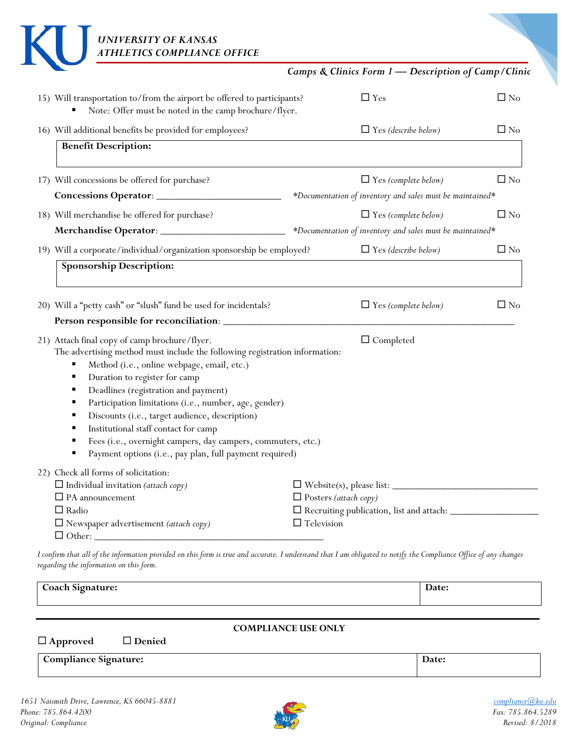15) Will transportation to/from the airport be offered to participants? ☐ Yes ☐ No
- Note: Offer must be noted in the camp brochure/flyer.

16) Will additional benefits be provided for employees? ☐ Yes *(describe below)* ☐ No

| **Benefit Description:** |
|---|
| |

17) Will concessions be offered for purchase? ☐ Yes *(complete below)* ☐ No

**Concessions Operator**: ________________________ *\*Documentation of inventory and sales must be maintained\**

18) Will merchandise be offered for purchase? ☐ Yes *(complete below)* ☐ No

**Merchandise Operator**: ________________________ *\*Documentation of inventory and sales must be maintained\**

19) Will a corporate/individual/organization sponsorship be employed? ☐ Yes *(describe below)* ☐ No

| **Sponsorship Description:** |
|---|
| |

20) Will a "petty cash" or "slush" fund be used for incidentals? ☐ Yes *(complete below)* ☐ No

**Person responsible for reconciliation**: ____________________________________________

21) Attach final copy of camp brochure/flyer. ☐ Completed

The advertising method must include the following registration information:
- Method (i.e., online webpage, email, etc.)
- Duration to register for camp
- Deadlines (registration and payment)
- Participation limitations (i.e., number, age, gender)
- Discounts (i.e., target audience, description)
- Institutional staff contact for camp
- Fees (i.e., overnight campers, day campers, commuters, etc.)
- Payment options (i.e., pay plan, full payment required)

22) Check all forms of solicitation:

☐ Individual invitation *(attach copy)*
☐ PA announcement
☐ Radio
☐ Newspaper advertisement *(attach copy)*
☐ Other: ____________________________________________
☐ Website(s), please list: ____________________________
☐ Posters *(attach copy)*
☐ Recruiting publication, list and attach: ________________
☐ Television

*I confirm that all of the information provided on this form is true and accurate. I understand that I am obligated to notify the Compliance Office of any changes regarding the information on this form.*

| **Coach Signature:** | **Date:** |
|---|---|
| | |

**COMPLIANCE USE ONLY**

☐ **Approved** ☐ **Denied**

| **Compliance Signature:** | **Date:** |
|---|---|
| | |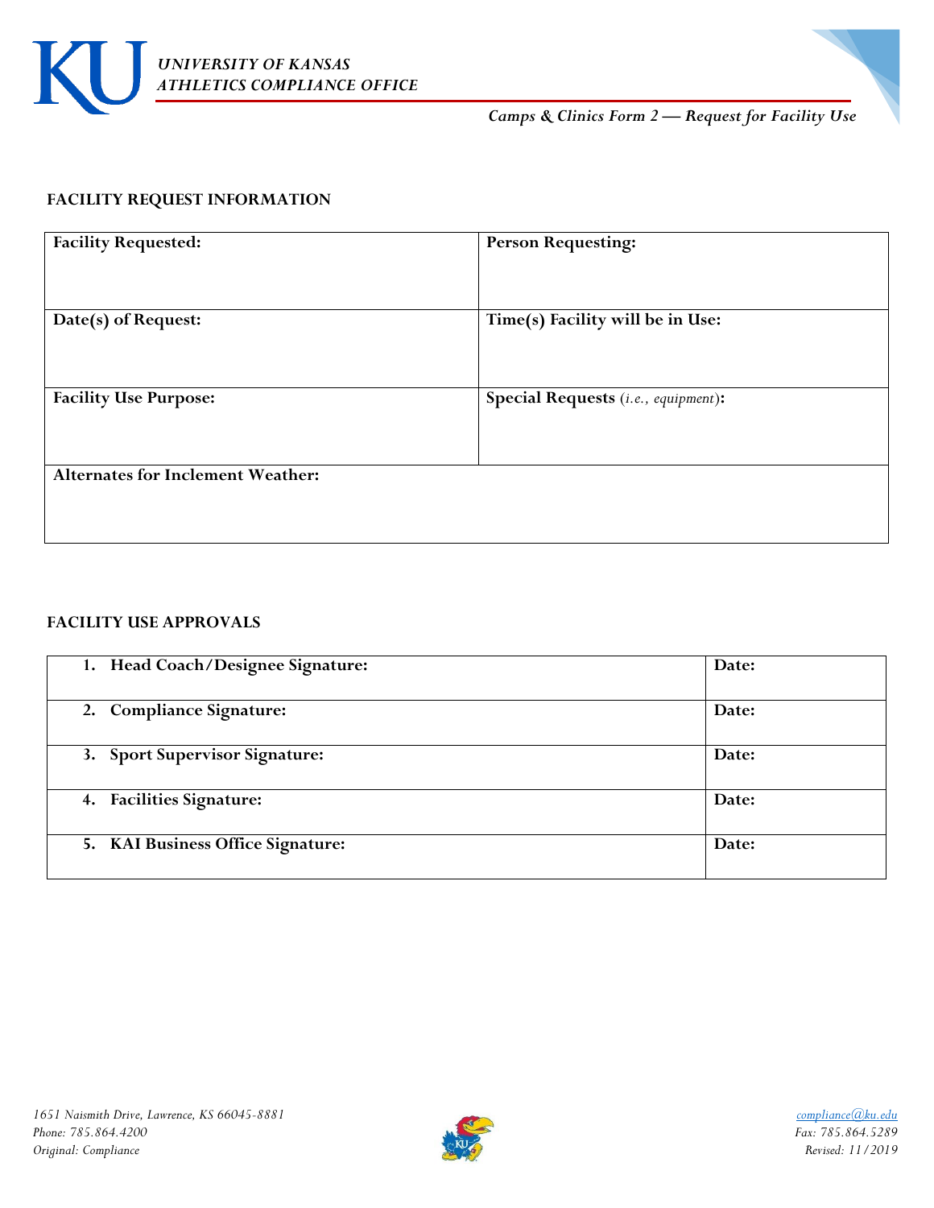*UNIVERSITY OF KANSAS*
*ATHLETICS COMPLIANCE OFFICE*

*Camps & Clinics Form 2 — Request for Facility Use*

## FACILITY REQUEST INFORMATION

| **Facility Requested:** | **Person Requesting:** |
|---|---|
| **Date(s) of Request:** | **Time(s) Facility will be in Use:** |
| **Facility Use Purpose:** | **Special Requests** (*i.e., equipment*)**:** |
| **Alternates for Inclement Weather:** | |

## FACILITY USE APPROVALS

| | |
|---|---|
| **1. Head Coach/Designee Signature:** | **Date:** |
| **2. Compliance Signature:** | **Date:** |
| **3. Sport Supervisor Signature:** | **Date:** |
| **4. Facilities Signature:** | **Date:** |
| **5. KAI Business Office Signature:** | **Date:** |

*1651 Naismith Drive, Lawrence, KS 66045-8881*
*Phone: 785.864.4200*
*Original: Compliance*

compliance@ku.edu
*Fax: 785.864.5289*
*Revised: 11/2019*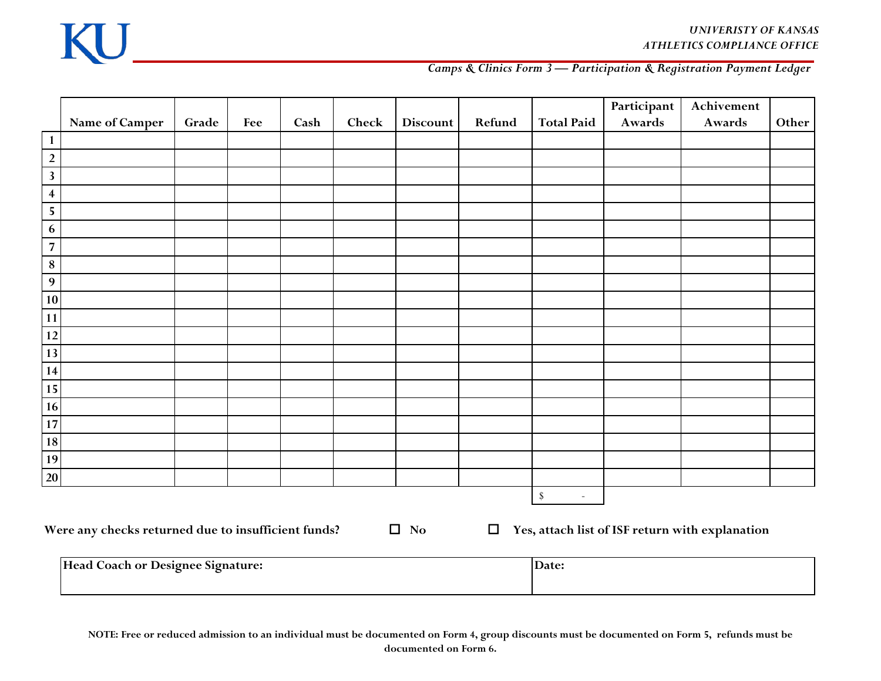*UNIVERSITY OF KANSAS*
*ATHLETICS COMPLIANCE OFFICE*

*Camps & Clinics Form 3 — Participation & Registration Payment Ledger*

| | Name of Camper | Grade | Fee | Cash | Check | Discount | Refund | Total Paid | Participant Awards | Achivement Awards | Other |
|---|---|---|---|---|---|---|---|---|---|---|---|
| **1** | | | | | | | | | | | |
| **2** | | | | | | | | | | | |
| **3** | | | | | | | | | | | |
| **4** | | | | | | | | | | | |
| **5** | | | | | | | | | | | |
| **6** | | | | | | | | | | | |
| **7** | | | | | | | | | | | |
| **8** | | | | | | | | | | | |
| **9** | | | | | | | | | | | |
| **10** | | | | | | | | | | | |
| **11** | | | | | | | | | | | |
| **12** | | | | | | | | | | | |
| **13** | | | | | | | | | | | |
| **14** | | | | | | | | | | | |
| **15** | | | | | | | | | | | |
| **16** | | | | | | | | | | | |
| **17** | | | | | | | | | | | |
| **18** | | | | | | | | | | | |
| **19** | | | | | | | | | | | |
| **20** | | | | | | | | | | | |
| | | | | | | | | $ - | | | |

**Were any checks returned due to insufficient funds?** ☐ **No** ☐ **Yes, attach list of ISF return with explanation**

| Head Coach or Designee Signature: | Date: |
|---|---|
| | |

**NOTE: Free or reduced admission to an individual must be documented on Form 4, group discounts must be documented on Form 5, refunds must be documented on Form 6.**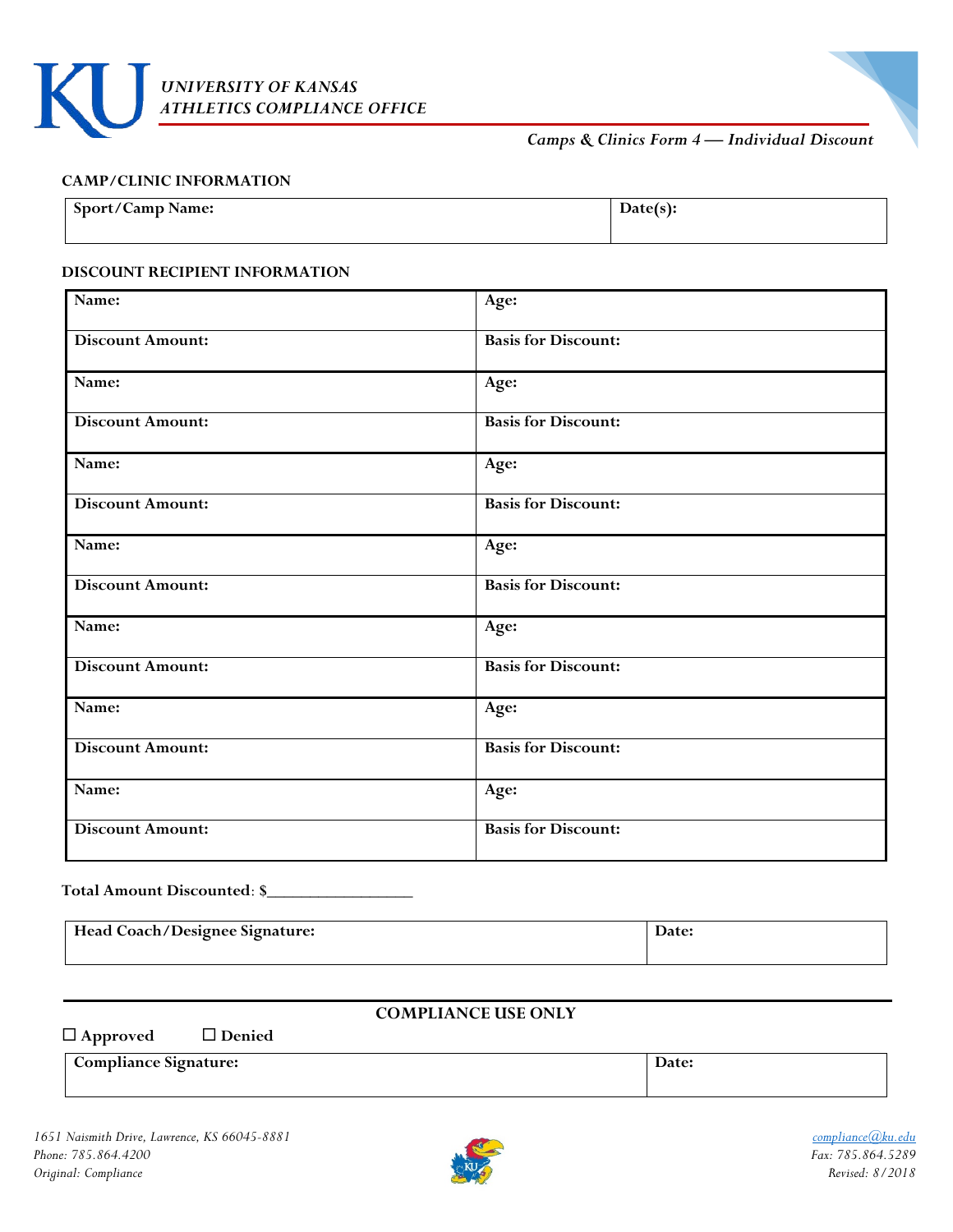*UNIVERSITY OF KANSAS*
*ATHLETICS COMPLIANCE OFFICE*

*Camps & Clinics Form 4 — Individual Discount*

**CAMP/CLINIC INFORMATION**

| Sport/Camp Name: | Date(s): |
|---|---|

**DISCOUNT RECIPIENT INFORMATION**

| Name: | Age: |
|---|---|
| Discount Amount: | Basis for Discount: |
| Name: | Age: |
| Discount Amount: | Basis for Discount: |
| Name: | Age: |
| Discount Amount: | Basis for Discount: |
| Name: | Age: |
| Discount Amount: | Basis for Discount: |
| Name: | Age: |
| Discount Amount: | Basis for Discount: |
| Name: | Age: |
| Discount Amount: | Basis for Discount: |
| Name: | Age: |
| Discount Amount: | Basis for Discount: |

**Total Amount Discounted**: $_________________

| Head Coach/Designee Signature: | Date: |
|---|---|

**COMPLIANCE USE ONLY**

☐ Approved ☐ Denied

| Compliance Signature: | Date: |
|---|---|

*1651 Naismith Drive, Lawrence, KS 66045-8881*
*Phone: 785.864.4200*
*Original: Compliance*

compliance@ku.edu
*Fax: 785.864.5289*
*Revised: 8/2018*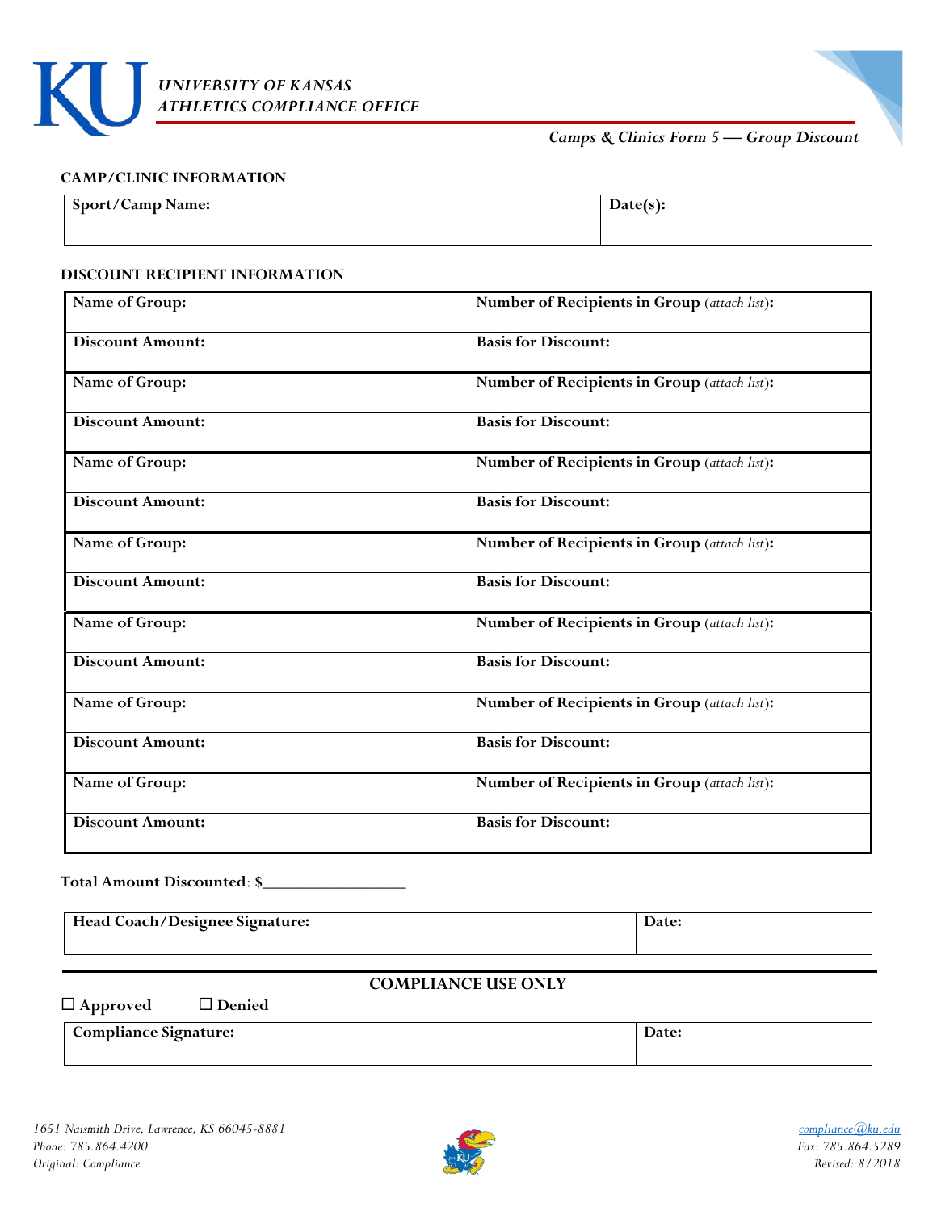# UNIVERSITY OF KANSAS
## ATHLETICS COMPLIANCE OFFICE

*Camps & Clinics Form 5 — Group Discount*

**CAMP/CLINIC INFORMATION**

| Sport/Camp Name: | Date(s): |
|---|---|

**DISCOUNT RECIPIENT INFORMATION**

| | |
|---|---|
| **Name of Group:** | **Number of Recipients in Group** *(attach list)*: |
| **Discount Amount:** | **Basis for Discount:** |
| **Name of Group:** | **Number of Recipients in Group** *(attach list)*: |
| **Discount Amount:** | **Basis for Discount:** |
| **Name of Group:** | **Number of Recipients in Group** *(attach list)*: |
| **Discount Amount:** | **Basis for Discount:** |
| **Name of Group:** | **Number of Recipients in Group** *(attach list)*: |
| **Discount Amount:** | **Basis for Discount:** |
| **Name of Group:** | **Number of Recipients in Group** *(attach list)*: |
| **Discount Amount:** | **Basis for Discount:** |
| **Name of Group:** | **Number of Recipients in Group** *(attach list)*: |
| **Discount Amount:** | **Basis for Discount:** |
| **Name of Group:** | **Number of Recipients in Group** *(attach list)*: |
| **Discount Amount:** | **Basis for Discount:** |

**Total Amount Discounted**: $_________________

| Head Coach/Designee Signature: | Date: |
|---|---|

**COMPLIANCE USE ONLY**

☐ Approved ☐ Denied

| Compliance Signature: | Date: |
|---|---|

*1651 Naismith Drive, Lawrence, KS 66045-8881*
*Phone: 785.864.4200*
*Original: Compliance*

*compliance@ku.edu*
*Fax: 785.864.5289*
*Revised: 8/2018*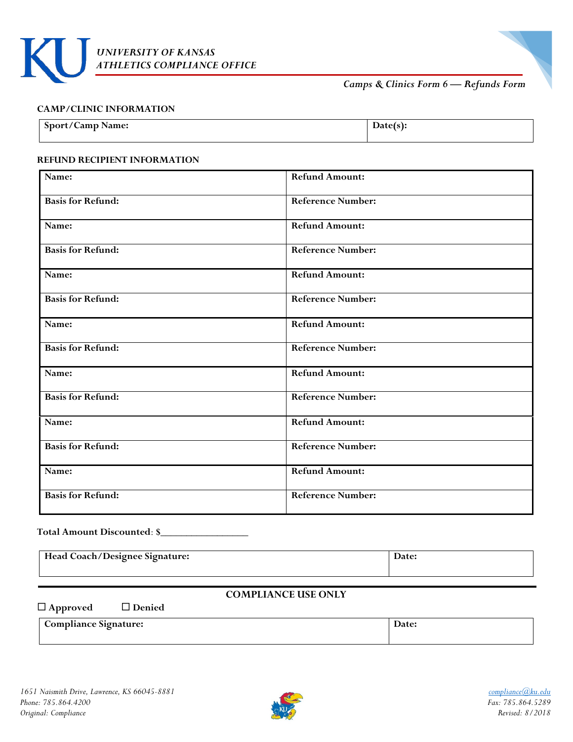*UNIVERSITY OF KANSAS*
*ATHLETICS COMPLIANCE OFFICE*

*Camps & Clinics Form 6 — Refunds Form*

## CAMP/CLINIC INFORMATION

| Sport/Camp Name: | Date(s): |
|---|---|

## REFUND RECIPIENT INFORMATION

| Name: | Refund Amount: |
|---|---|
| **Basis for Refund:** | **Reference Number:** |
| **Name:** | **Refund Amount:** |
| **Basis for Refund:** | **Reference Number:** |
| **Name:** | **Refund Amount:** |
| **Basis for Refund:** | **Reference Number:** |
| **Name:** | **Refund Amount:** |
| **Basis for Refund:** | **Reference Number:** |
| **Name:** | **Refund Amount:** |
| **Basis for Refund:** | **Reference Number:** |
| **Name:** | **Refund Amount:** |
| **Basis for Refund:** | **Reference Number:** |
| **Name:** | **Refund Amount:** |
| **Basis for Refund:** | **Reference Number:** |

**Total Amount Discounted**: $_________________

| Head Coach/Designee Signature: | Date: |
|---|---|

## COMPLIANCE USE ONLY

☐ Approved ☐ Denied

| Compliance Signature: | Date: |
|---|---|

*1651 Naismith Drive, Lawrence, KS 66045-8881*
*Phone: 785.864.4200*
*Original: Compliance*

*compliance@ku.edu*
*Fax: 785.864.5289*
*Revised: 8/2018*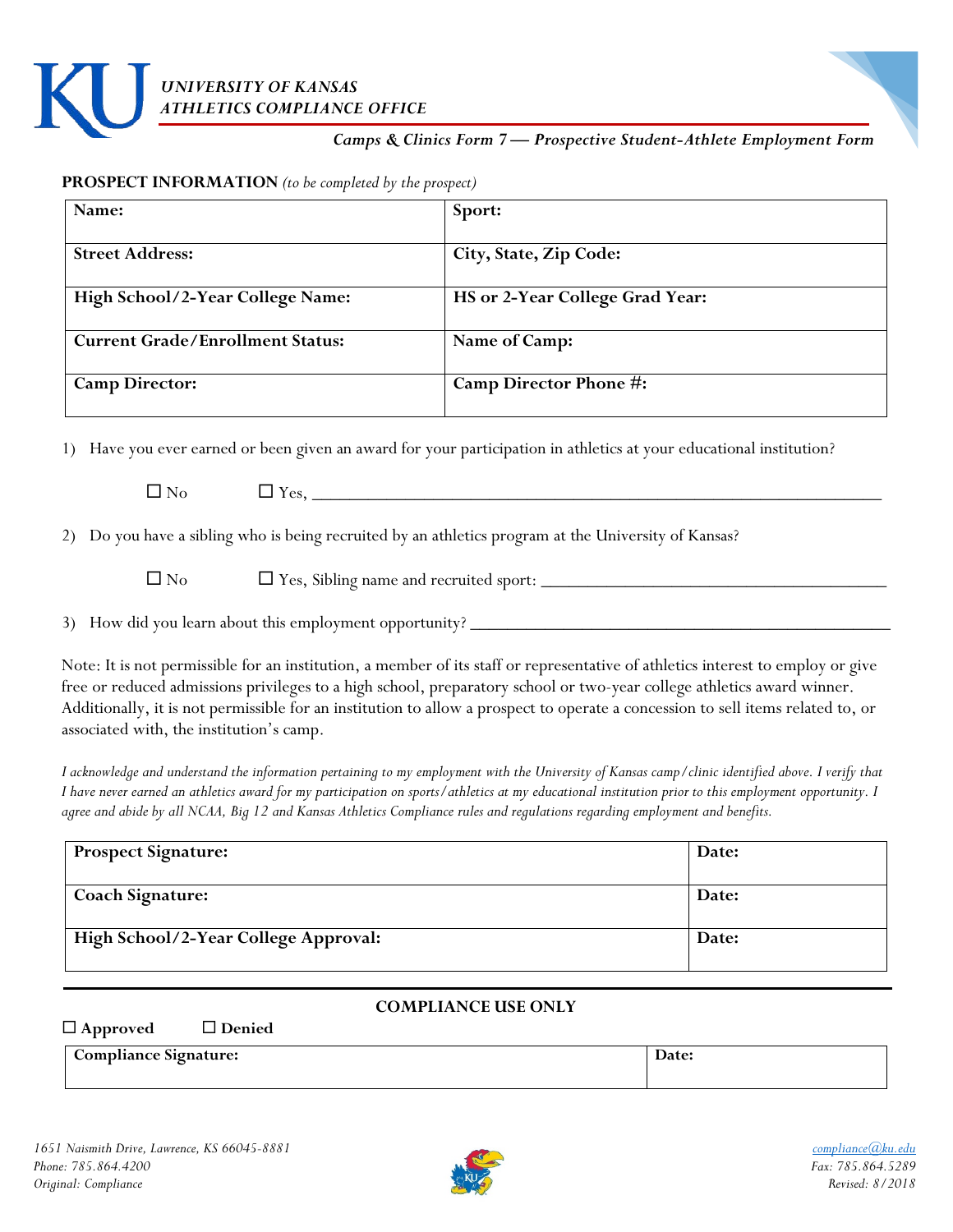# UNIVERSITY OF KANSAS
# ATHLETICS COMPLIANCE OFFICE

*Camps & Clinics Form 7 — Prospective Student-Athlete Employment Form*

**PROSPECT INFORMATION** *(to be completed by the prospect)*

| **Name:** | **Sport:** |
|---|---|
| **Street Address:** | **City, State, Zip Code:** |
| **High School/2-Year College Name:** | **HS or 2-Year College Grad Year:** |
| **Current Grade/Enrollment Status:** | **Name of Camp:** |
| **Camp Director:** | **Camp Director Phone #:** |

1) Have you ever earned or been given an award for your participation in athletics at your educational institution?

   ☐ No ☐ Yes, ______________________________________________________________

2) Do you have a sibling who is being recruited by an athletics program at the University of Kansas?

   ☐ No ☐ Yes, Sibling name and recruited sport: ______________________________________

3) How did you learn about this employment opportunity? ______________________________________________

Note: It is not permissible for an institution, a member of its staff or representative of athletics interest to employ or give free or reduced admissions privileges to a high school, preparatory school or two-year college athletics award winner. Additionally, it is not permissible for an institution to allow a prospect to operate a concession to sell items related to, or associated with, the institution's camp.

*I acknowledge and understand the information pertaining to my employment with the University of Kansas camp/clinic identified above. I verify that I have never earned an athletics award for my participation on sports/athletics at my educational institution prior to this employment opportunity. I agree and abide by all NCAA, Big 12 and Kansas Athletics Compliance rules and regulations regarding employment and benefits.*

| **Prospect Signature:** | **Date:** |
|---|---|
| **Coach Signature:** | **Date:** |
| **High School/2-Year College Approval:** | **Date:** |

**COMPLIANCE USE ONLY**

☐ **Approved** ☐ **Denied**

| **Compliance Signature:** | **Date:** |
|---|---|

*1651 Naismith Drive, Lawrence, KS 66045-8881*
*Phone: 785.864.4200*
*Original: Compliance*

compliance@ku.edu
*Fax: 785.864.5289*
*Revised: 8/2018*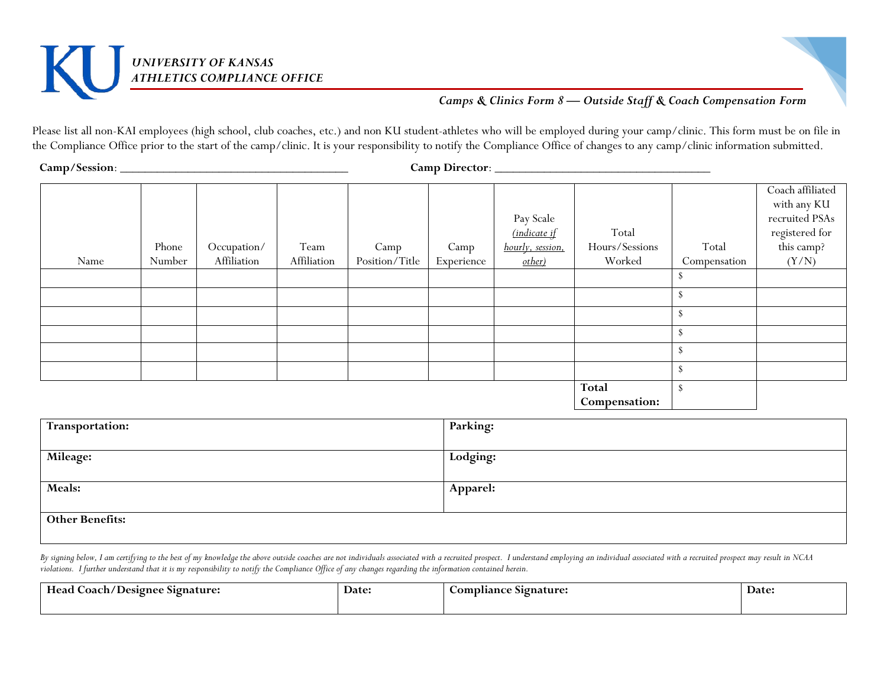*UNIVERSITY OF KANSAS*
*ATHLETICS COMPLIANCE OFFICE*

***Camps & Clinics Form 8 — Outside Staff & Coach Compensation Form***

Please list all non-KAI employees (high school, club coaches, etc.) and non KU student-athletes who will be employed during your camp/clinic. This form must be on file in the Compliance Office prior to the start of the camp/clinic. It is your responsibility to notify the Compliance Office of changes to any camp/clinic information submitted.

**Camp/Session**: ____________________________________ **Camp Director**: __________________________________

| Name | Phone Number | Occupation/ Affiliation | Team Affiliation | Camp Position/Title | Camp Experience | Pay Scale *(indicate if hourly, session, other)* | Total Hours/Sessions Worked | Total Compensation | Coach affiliated with any KU recruited PSAs registered for this camp? (Y/N) |
|---|---|---|---|---|---|---|---|---|---|
| | | | | | | | | $ | |
| | | | | | | | | $ | |
| | | | | | | | | $ | |
| | | | | | | | | $ | |
| | | | | | | | | $ | |
| | | | | | | | | $ | |
| | | | | | | | **Total Compensation:** | $ | |

| | |
|---|---|
| **Transportation:** | **Parking:** |
| **Mileage:** | **Lodging:** |
| **Meals:** | **Apparel:** |
| **Other Benefits:** | |

*By signing below, I am certifying to the best of my knowledge the above outside coaches are not individuals associated with a recruited prospect. I understand employing an individual associated with a recruited prospect may result in NCAA violations. I further understand that it is my responsibility to notify the Compliance Office of any changes regarding the information contained herein.*

| **Head Coach/Designee Signature:** | **Date:** | **Compliance Signature:** | **Date:** |
|---|---|---|---|
| | | | |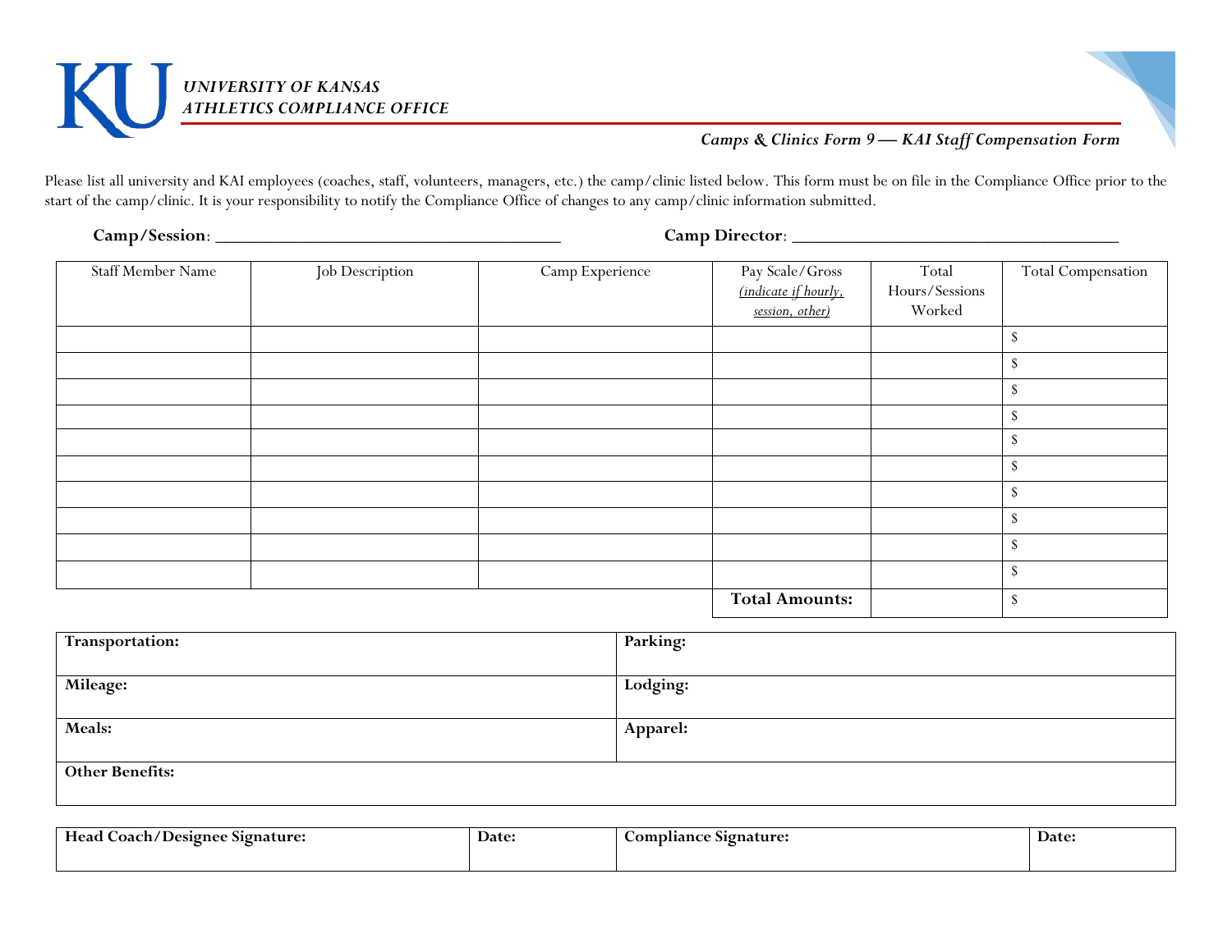***UNIVERSITY OF KANSAS***
***ATHLETICS COMPLIANCE OFFICE***

*Camps & Clinics Form 9 — KAI Staff Compensation Form*

Please list all university and KAI employees (coaches, staff, volunteers, managers, etc.) the camp/clinic listed below. This form must be on file in the Compliance Office prior to the start of the camp/clinic. It is your responsibility to notify the Compliance Office of changes to any camp/clinic information submitted.

**Camp/Session**: ______________________________________ **Camp Director**: ___________________________________

| Staff Member Name | Job Description | Camp Experience | Pay Scale/Gross *(indicate if hourly, session, other)* | Total Hours/Sessions Worked | Total Compensation |
|---|---|---|---|---|---|
| | | | | | $ |
| | | | | | $ |
| | | | | | $ |
| | | | | | $ |
| | | | | | $ |
| | | | | | $ |
| | | | | | $ |
| | | | | | $ |
| | | | | | $ |
| | | | | | $ |
| | | | **Total Amounts:** | | $ |

| | |
|---|---|
| **Transportation:** | **Parking:** |
| **Mileage:** | **Lodging:** |
| **Meals:** | **Apparel:** |
| **Other Benefits:** | |

| **Head Coach/Designee Signature:** | **Date:** | **Compliance Signature:** | **Date:** |
|---|---|---|---|
| | | | |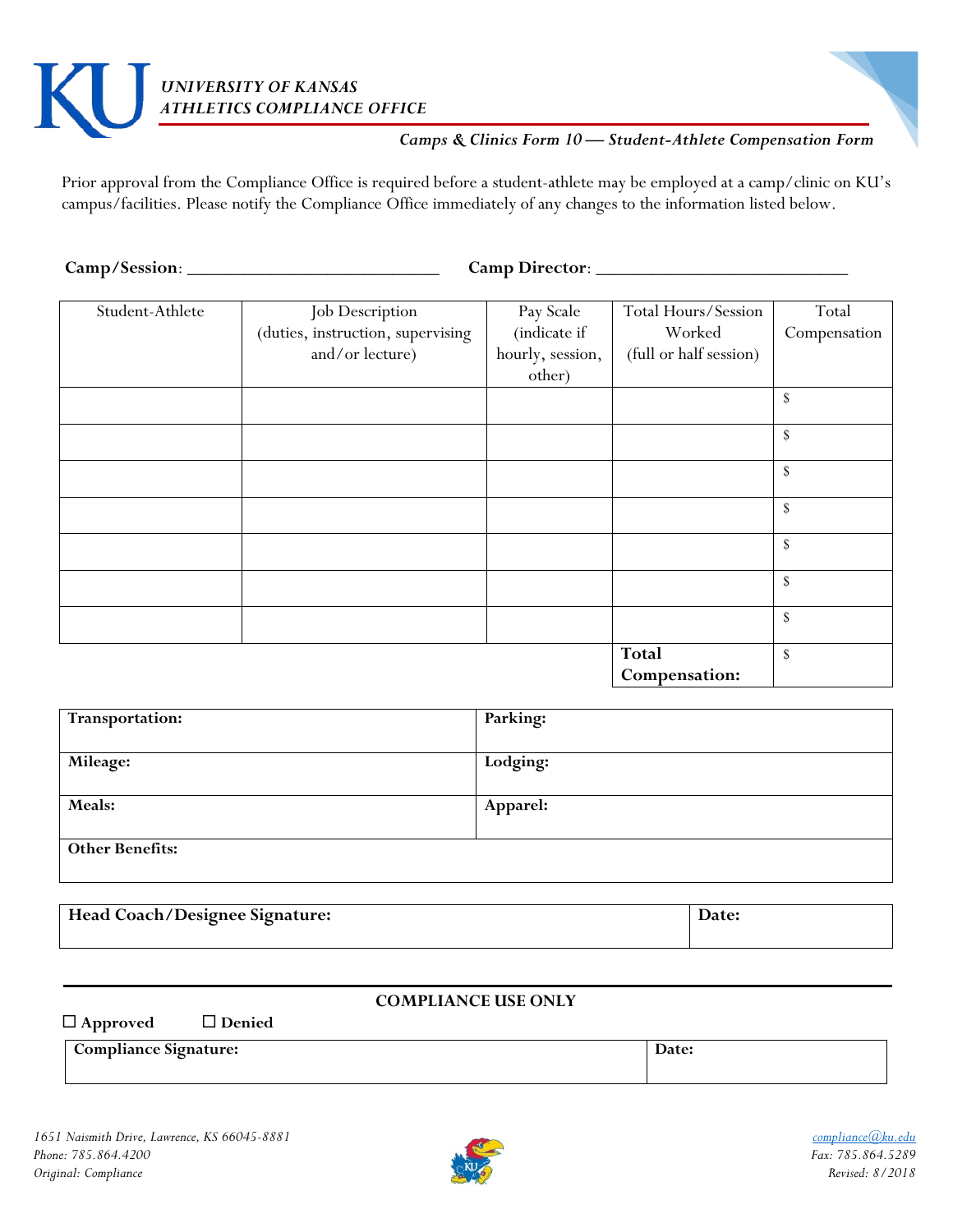*UNIVERSITY OF KANSAS*
*ATHLETICS COMPLIANCE OFFICE*

***Camps & Clinics Form 10 — Student-Athlete Compensation Form***

Prior approval from the Compliance Office is required before a student-athlete may be employed at a camp/clinic on KU's campus/facilities. Please notify the Compliance Office immediately of any changes to the information listed below.

**Camp/Session**: ___________________________ **Camp Director**: ___________________________

| Student-Athlete | Job Description (duties, instruction, supervising and/or lecture) | Pay Scale (indicate if hourly, session, other) | Total Hours/Session Worked (full or half session) | Total Compensation |
|---|---|---|---|---|
| | | | | $ |
| | | | | $ |
| | | | | $ |
| | | | | $ |
| | | | | $ |
| | | | | $ |
| | | | | $ |
| | | | **Total Compensation:** | $ |

| | |
|---|---|
| **Transportation:** | **Parking:** |
| **Mileage:** | **Lodging:** |
| **Meals:** | **Apparel:** |
| **Other Benefits:** | |

| | |
|---|---|
| **Head Coach/Designee Signature:** | **Date:** |

**COMPLIANCE USE ONLY**

☐ **Approved** ☐ **Denied**

| | |
|---|---|
| **Compliance Signature:** | **Date:** |

*1651 Naismith Drive, Lawrence, KS 66045-8881*
*Phone: 785.864.4200*
*Original: Compliance*

*compliance@ku.edu*
*Fax: 785.864.5289*
*Revised: 8/2018*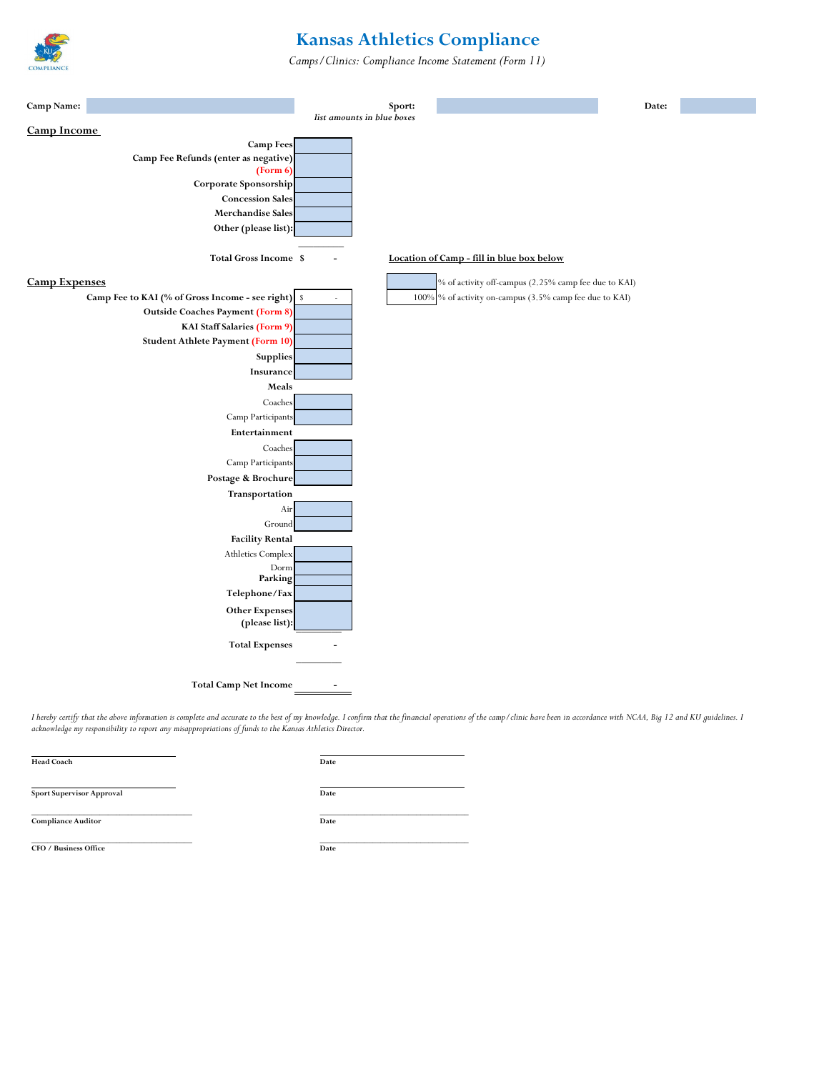# Kansas Athletics Compliance

*Camps/Clinics: Compliance Income Statement (Form 11)*

**Camp Name:** | **Sport:** | **Date:**

*list amounts in blue boxes*

## Camp Income

| | |
|---|---|
| **Camp Fees** | |
| **Camp Fee Refunds (enter as negative) (Form 6)** | |
| **Corporate Sponsorship** | |
| **Concession Sales** | |
| **Merchandise Sales** | |
| **Other (please list):** | |
| **Total Gross Income** | $ - |

**Location of Camp - fill in blue box below**

| | |
|---|---|
| | % of activity off-campus (2.25% camp fee due to KAI) |
| 100% | % of activity on-campus (3.5% camp fee due to KAI) |

## Camp Expenses

| | |
|---|---|
| **Camp Fee to KAI (% of Gross Income - see right)** | $ - |
| **Outside Coaches Payment (Form 8)** | |
| **KAI Staff Salaries (Form 9)** | |
| **Student Athlete Payment (Form 10)** | |
| **Supplies** | |
| **Insurance** | |
| **Meals** | |
| Coaches | |
| Camp Participants | |
| **Entertainment** | |
| Coaches | |
| Camp Participants | |
| **Postage & Brochure** | |
| **Transportation** | |
| Air | |
| Ground | |
| **Facility Rental** | |
| Athletics Complex | |
| Dorm | |
| **Parking** | |
| **Telephone/Fax** | |
| **Other Expenses (please list):** | |
| **Total Expenses** | - |
| **Total Camp Net Income** | - |

*I hereby certify that the above information is complete and accurate to the best of my knowledge. I confirm that the financial operations of the camp/clinic have been in accordance with NCAA, Big 12 and KU guidelines. I acknowledge my responsibility to report any misappropriations of funds to the Kansas Athletics Director.*

| | |
|---|---|
| ____________________ | ____________________ |
| **Head Coach** | **Date** |
| ____________________ | ____________________ |
| **Sport Supervisor Approval** | **Date** |
| ____________________ | ____________________ |
| **Compliance Auditor** | **Date** |
| ____________________ | ____________________ |
| **CFO / Business Office** | **Date** |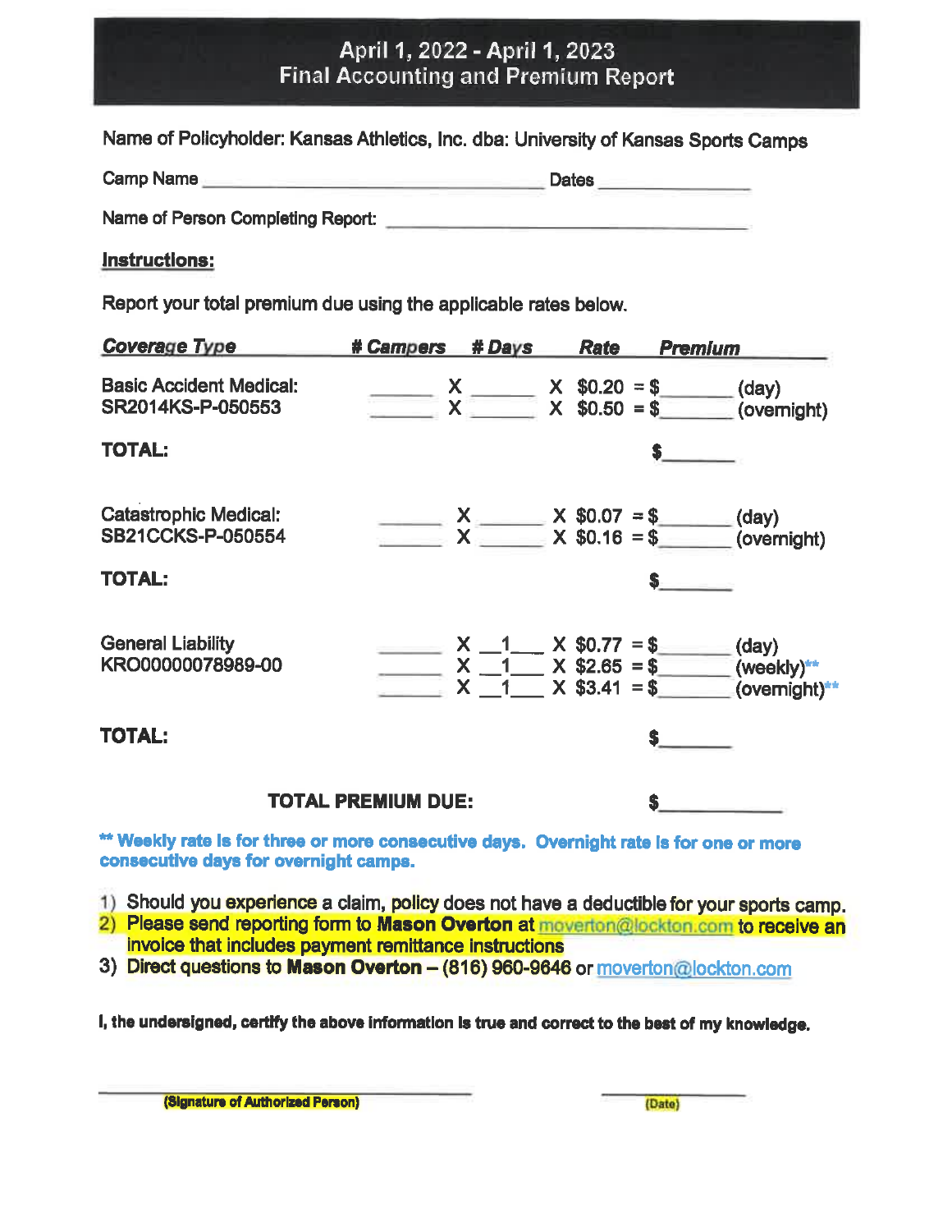# April 1, 2022 - April 1, 2023
## Final Accounting and Premium Report

Name of Policyholder: Kansas Athletics, Inc. dba: University of Kansas Sports Camps

Camp Name ______________________________ Dates ______________

Name of Person Completing Report: ______________________________

**Instructions:**

Report your total premium due using the applicable rates below.

| *Coverage Type* | *# Campers* | | *# Days* | | *Rate* | | *Premium* | |
|---|---|---|---|---|---|---|---|---|
| Basic Accident Medical: | ______ | X | ______ | X | $0.20 | = | $______ | (day) |
| SR2014KS-P-050553 | ______ | X | ______ | X | $0.50 | = | $______ | (overnight) |
| **TOTAL:** | | | | | | | $______ | |
| Catastrophic Medical: | ______ | X | ______ | X | $0.07 | = | $______ | (day) |
| SB21CCKS-P-050554 | ______ | X | ______ | X | $0.16 | = | $______ | (overnight) |
| **TOTAL:** | | | | | | | $______ | |
| General Liability | ______ | X | __1__ | X | $0.77 | = | $______ | (day) |
| KRO00000078989-00 | ______ | X | __1__ | X | $2.65 | = | $______ | (weekly)** |
| | ______ | X | __1__ | X | $3.41 | = | $______ | (overnight)** |
| **TOTAL:** | | | | | | | $______ | |
| **TOTAL PREMIUM DUE:** | | | | | | | $__________ | |

** Weekly rate is for three or more consecutive days. Overnight rate is for one or more consecutive days for overnight camps.

1) Should you experience a claim, policy does not have a deductible for your sports camp.
2) Please send reporting form to **Mason Overton** at moverton@lockton.com to receive an invoice that includes payment remittance instructions
3) Direct questions to **Mason Overton – (816) 960-9646** or moverton@lockton.com

**I, the undersigned, certify the above information is true and correct to the best of my knowledge.**

______________________________
**(Signature of Authorized Person)**

______________
**(Date)**